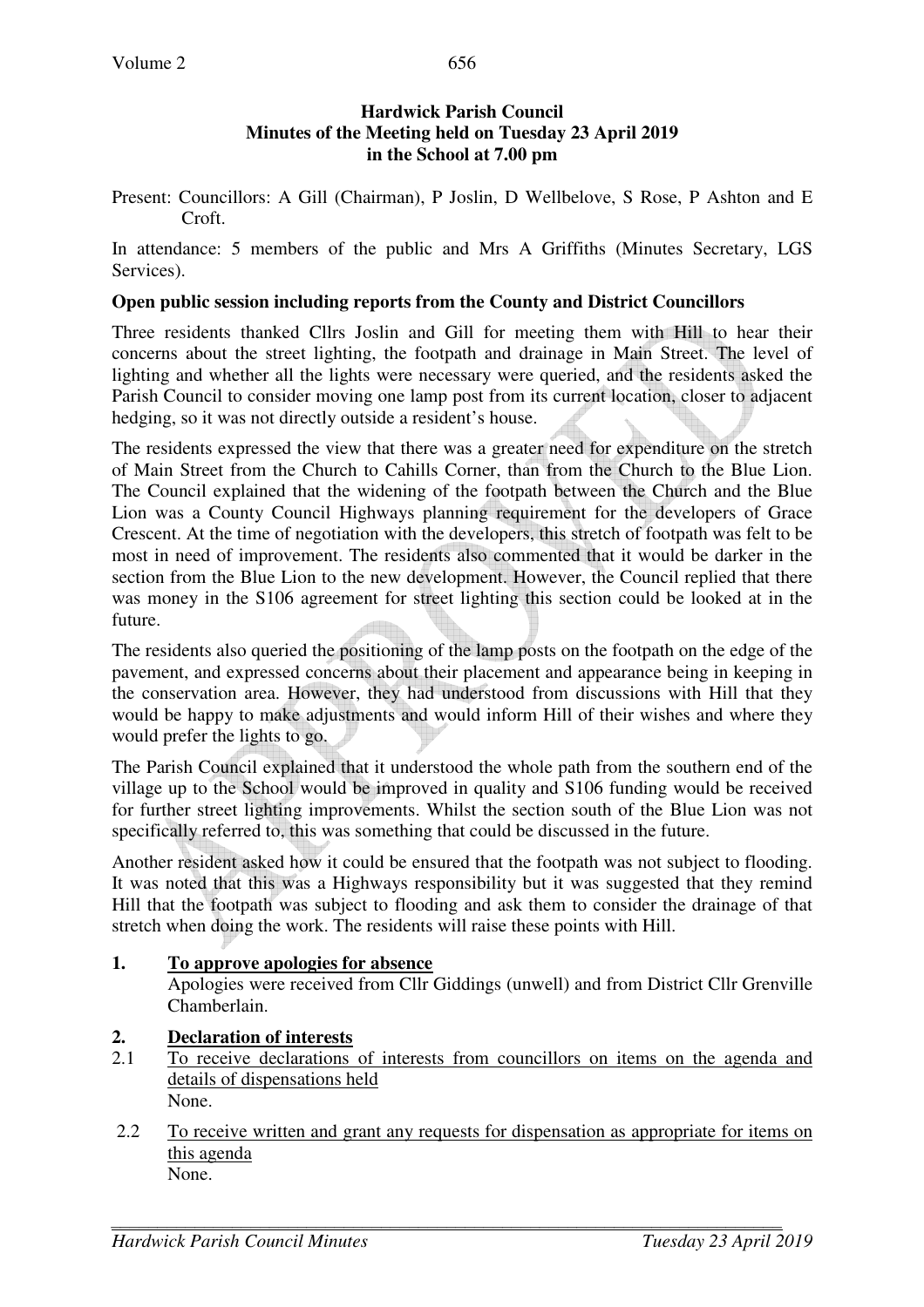# Hardwick Parish Council
## Minutes of the Meeting held on Tuesday 23 April 2019 in the School at 7.00 pm

Present: Councillors: A Gill (Chairman), P Joslin, D Wellbelove, S Rose, P Ashton and E Croft.

In attendance: 5 members of the public and Mrs A Griffiths (Minutes Secretary, LGS Services).

**Open public session including reports from the County and District Councillors**

Three residents thanked Cllrs Joslin and Gill for meeting them with Hill to hear their concerns about the street lighting, the footpath and drainage in Main Street. The level of lighting and whether all the lights were necessary were queried, and the residents asked the Parish Council to consider moving one lamp post from its current location, closer to adjacent hedging, so it was not directly outside a resident's house.

The residents expressed the view that there was a greater need for expenditure on the stretch of Main Street from the Church to Cahills Corner, than from the Church to the Blue Lion. The Council explained that the widening of the footpath between the Church and the Blue Lion was a County Council Highways planning requirement for the developers of Grace Crescent. At the time of negotiation with the developers, this stretch of footpath was felt to be most in need of improvement. The residents also commented that it would be darker in the section from the Blue Lion to the new development. However, the Council replied that there was money in the S106 agreement for street lighting this section could be looked at in the future.

The residents also queried the positioning of the lamp posts on the footpath on the edge of the pavement, and expressed concerns about their placement and appearance being in keeping in the conservation area. However, they had understood from discussions with Hill that they would be happy to make adjustments and would inform Hill of their wishes and where they would prefer the lights to go.

The Parish Council explained that it understood the whole path from the southern end of the village up to the School would be improved in quality and S106 funding would be received for further street lighting improvements. Whilst the section south of the Blue Lion was not specifically referred to, this was something that could be discussed in the future.

Another resident asked how it could be ensured that the footpath was not subject to flooding. It was noted that this was a Highways responsibility but it was suggested that they remind Hill that the footpath was subject to flooding and ask them to consider the drainage of that stretch when doing the work. The residents will raise these points with Hill.

**1. To approve apologies for absence**

Apologies were received from Cllr Giddings (unwell) and from District Cllr Grenville Chamberlain.

**2. Declaration of interests**

2.1 To receive declarations of interests from councillors on items on the agenda and details of dispensations held

None.

2.2 To receive written and grant any requests for dispensation as appropriate for items on this agenda

None.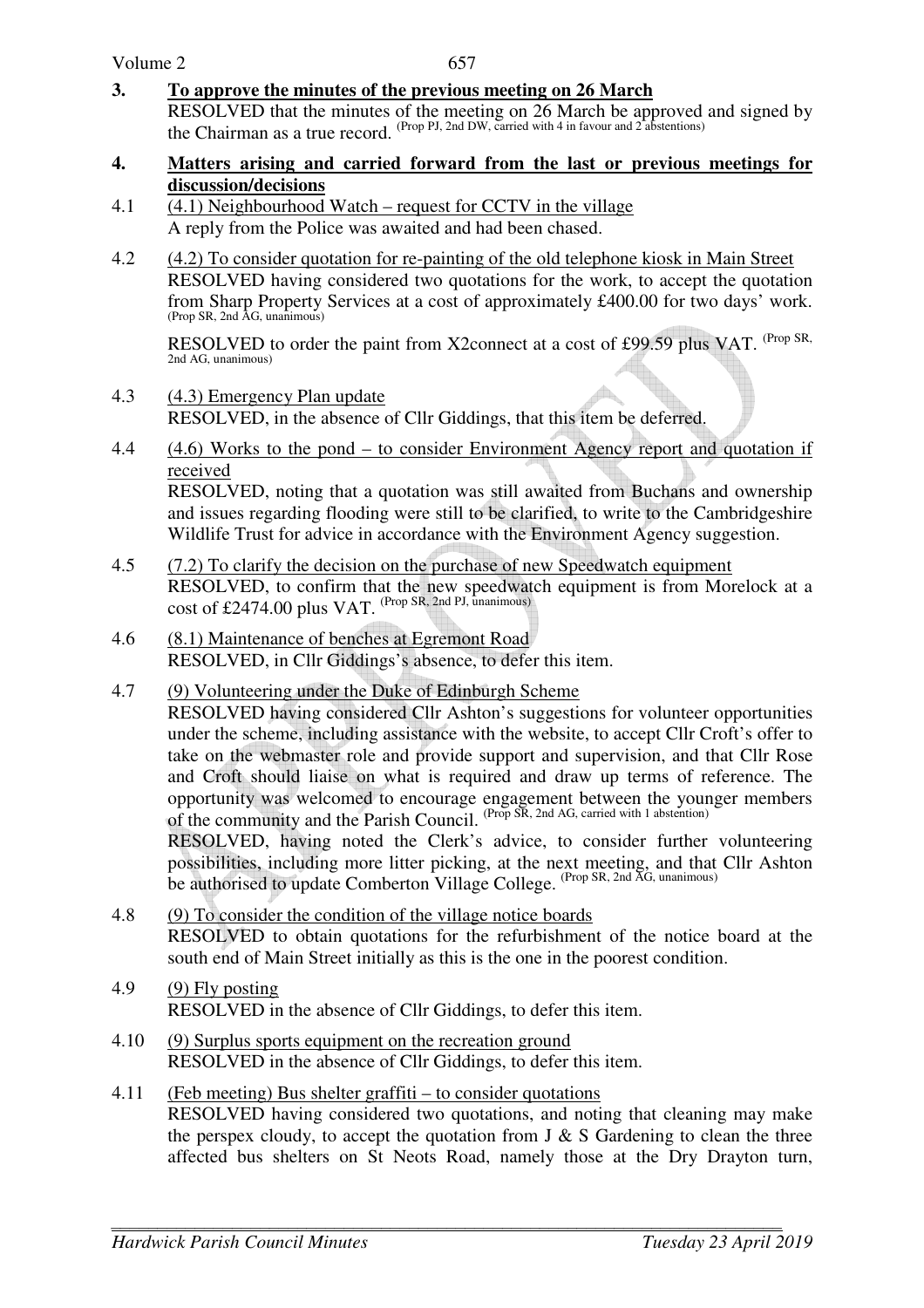**3. To approve the minutes of the previous meeting on 26 March**

RESOLVED that the minutes of the meeting on 26 March be approved and signed by the Chairman as a true record. (Prop PJ, 2nd DW, carried with 4 in favour and 2 abstentions)

**4. Matters arising and carried forward from the last or previous meetings for discussion/decisions**

4.1 (4.1) Neighbourhood Watch – request for CCTV in the village

A reply from the Police was awaited and had been chased.

4.2 (4.2) To consider quotation for re-painting of the old telephone kiosk in Main Street

RESOLVED having considered two quotations for the work, to accept the quotation from Sharp Property Services at a cost of approximately £400.00 for two days' work. (Prop SR, 2nd AG, unanimous)

RESOLVED to order the paint from X2connect at a cost of £99.59 plus VAT. (Prop SR, 2nd AG, unanimous)

4.3 (4.3) Emergency Plan update

RESOLVED, in the absence of Cllr Giddings, that this item be deferred.

4.4 (4.6) Works to the pond – to consider Environment Agency report and quotation if received

RESOLVED, noting that a quotation was still awaited from Buchans and ownership and issues regarding flooding were still to be clarified, to write to the Cambridgeshire Wildlife Trust for advice in accordance with the Environment Agency suggestion.

4.5 (7.2) To clarify the decision on the purchase of new Speedwatch equipment

RESOLVED, to confirm that the new speedwatch equipment is from Morelock at a cost of £2474.00 plus VAT. (Prop SR, 2nd PJ, unanimous)

4.6 (8.1) Maintenance of benches at Egremont Road

RESOLVED, in Cllr Giddings's absence, to defer this item.

4.7 (9) Volunteering under the Duke of Edinburgh Scheme

RESOLVED having considered Cllr Ashton's suggestions for volunteer opportunities under the scheme, including assistance with the website, to accept Cllr Croft's offer to take on the webmaster role and provide support and supervision, and that Cllr Rose and Croft should liaise on what is required and draw up terms of reference. The opportunity was welcomed to encourage engagement between the younger members of the community and the Parish Council. (Prop SR, 2nd AG, carried with 1 abstention)

RESOLVED, having noted the Clerk's advice, to consider further volunteering possibilities, including more litter picking, at the next meeting, and that Cllr Ashton be authorised to update Comberton Village College. (Prop SR, 2nd AG, unanimous)

4.8 (9) To consider the condition of the village notice boards

RESOLVED to obtain quotations for the refurbishment of the notice board at the south end of Main Street initially as this is the one in the poorest condition.

4.9 (9) Fly posting

RESOLVED in the absence of Cllr Giddings, to defer this item.

4.10 (9) Surplus sports equipment on the recreation ground

RESOLVED in the absence of Cllr Giddings, to defer this item.

4.11 (Feb meeting) Bus shelter graffiti – to consider quotations

RESOLVED having considered two quotations, and noting that cleaning may make the perspex cloudy, to accept the quotation from J & S Gardening to clean the three affected bus shelters on St Neots Road, namely those at the Dry Drayton turn,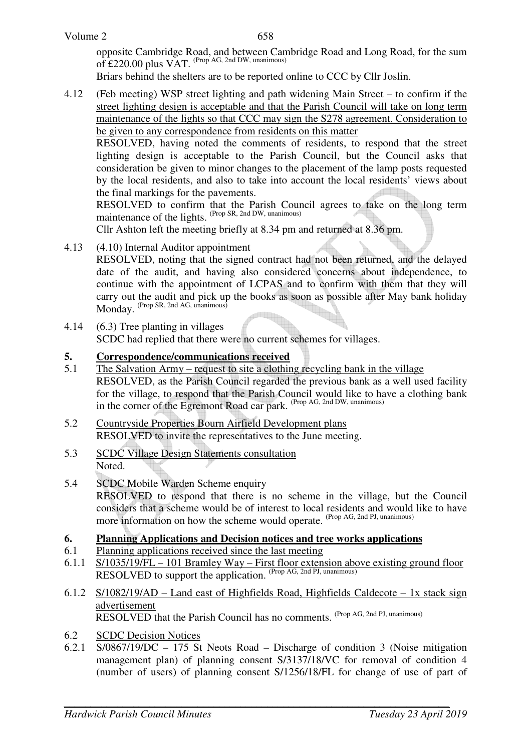opposite Cambridge Road, and between Cambridge Road and Long Road, for the sum of £220.00 plus VAT. (Prop AG, 2nd DW, unanimous)

Briars behind the shelters are to be reported online to CCC by Cllr Joslin.

4.12 <u>(Feb meeting) WSP street lighting and path widening Main Street – to confirm if the street lighting design is acceptable and that the Parish Council will take on long term maintenance of the lights so that CCC may sign the S278 agreement. Consideration to be given to any correspondence from residents on this matter</u>

RESOLVED, having noted the comments of residents, to respond that the street lighting design is acceptable to the Parish Council, but the Council asks that consideration be given to minor changes to the placement of the lamp posts requested by the local residents, and also to take into account the local residents' views about the final markings for the pavements.

RESOLVED to confirm that the Parish Council agrees to take on the long term maintenance of the lights. (Prop SR, 2nd DW, unanimous)

Cllr Ashton left the meeting briefly at 8.34 pm and returned at 8.36 pm.

4.13 (4.10) Internal Auditor appointment

RESOLVED, noting that the signed contract had not been returned, and the delayed date of the audit, and having also considered concerns about independence, to continue with the appointment of LCPAS and to confirm with them that they will carry out the audit and pick up the books as soon as possible after May bank holiday Monday. (Prop SR, 2nd AG, unanimous)

4.14 (6.3) Tree planting in villages

SCDC had replied that there were no current schemes for villages.

## 5. Correspondence/communications received

5.1 <u>The Salvation Army – request to site a clothing recycling bank in the village</u>

RESOLVED, as the Parish Council regarded the previous bank as a well used facility for the village, to respond that the Parish Council would like to have a clothing bank in the corner of the Egremont Road car park. (Prop AG, 2nd DW, unanimous)

5.2 <u>Countryside Properties Bourn Airfield Development plans</u>

RESOLVED to invite the representatives to the June meeting.

5.3 <u>SCDC Village Design Statements consultation</u>

Noted.

5.4 SCDC Mobile Warden Scheme enquiry

RESOLVED to respond that there is no scheme in the village, but the Council considers that a scheme would be of interest to local residents and would like to have more information on how the scheme would operate. (Prop AG, 2nd PJ, unanimous)

## 6. Planning Applications and Decision notices and tree works applications

6.1 <u>Planning applications received since the last meeting</u>

6.1.1 <u>S/1035/19/FL – 101 Bramley Way – First floor extension above existing ground floor</u>

RESOLVED to support the application. (Prop AG, 2nd PJ, unanimous)

6.1.2 <u>S/1082/19/AD – Land east of Highfields Road, Highfields Caldecote – 1x stack sign advertisement</u>

RESOLVED that the Parish Council has no comments. (Prop AG, 2nd PJ, unanimous)

6.2 <u>SCDC Decision Notices</u>

6.2.1 S/0867/19/DC – 175 St Neots Road – Discharge of condition 3 (Noise mitigation management plan) of planning consent S/3137/18/VC for removal of condition 4 (number of users) of planning consent S/1256/18/FL for change of use of part of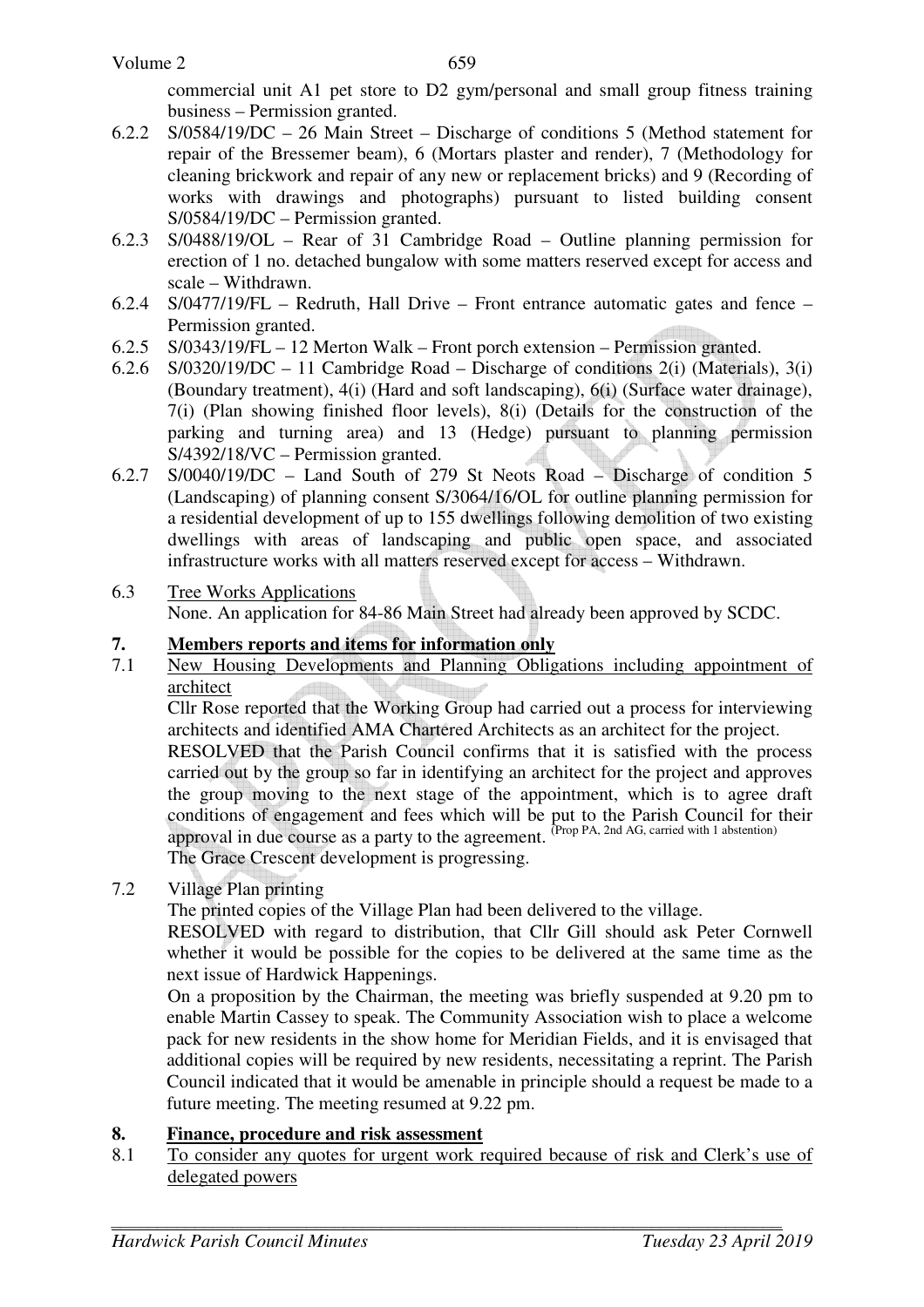commercial unit A1 pet store to D2 gym/personal and small group fitness training business – Permission granted.

6.2.2 S/0584/19/DC – 26 Main Street – Discharge of conditions 5 (Method statement for repair of the Bressemer beam), 6 (Mortars plaster and render), 7 (Methodology for cleaning brickwork and repair of any new or replacement bricks) and 9 (Recording of works with drawings and photographs) pursuant to listed building consent S/0584/19/DC – Permission granted.

6.2.3 S/0488/19/OL – Rear of 31 Cambridge Road – Outline planning permission for erection of 1 no. detached bungalow with some matters reserved except for access and scale – Withdrawn.

6.2.4 S/0477/19/FL – Redruth, Hall Drive – Front entrance automatic gates and fence – Permission granted.

6.2.5 S/0343/19/FL – 12 Merton Walk – Front porch extension – Permission granted.

6.2.6 S/0320/19/DC – 11 Cambridge Road – Discharge of conditions 2(i) (Materials), 3(i) (Boundary treatment), 4(i) (Hard and soft landscaping), 6(i) (Surface water drainage), 7(i) (Plan showing finished floor levels), 8(i) (Details for the construction of the parking and turning area) and 13 (Hedge) pursuant to planning permission S/4392/18/VC – Permission granted.

6.2.7 S/0040/19/DC – Land South of 279 St Neots Road – Discharge of condition 5 (Landscaping) of planning consent S/3064/16/OL for outline planning permission for a residential development of up to 155 dwellings following demolition of two existing dwellings with areas of landscaping and public open space, and associated infrastructure works with all matters reserved except for access – Withdrawn.

6.3 Tree Works Applications

None. An application for 84-86 Main Street had already been approved by SCDC.

## 7. Members reports and items for information only

7.1 New Housing Developments and Planning Obligations including appointment of architect

Cllr Rose reported that the Working Group had carried out a process for interviewing architects and identified AMA Chartered Architects as an architect for the project.

RESOLVED that the Parish Council confirms that it is satisfied with the process carried out by the group so far in identifying an architect for the project and approves the group moving to the next stage of the appointment, which is to agree draft conditions of engagement and fees which will be put to the Parish Council for their approval in due course as a party to the agreement. (Prop PA, 2nd AG, carried with 1 abstention)

The Grace Crescent development is progressing.

7.2 Village Plan printing

The printed copies of the Village Plan had been delivered to the village.

RESOLVED with regard to distribution, that Cllr Gill should ask Peter Cornwell whether it would be possible for the copies to be delivered at the same time as the next issue of Hardwick Happenings.

On a proposition by the Chairman, the meeting was briefly suspended at 9.20 pm to enable Martin Cassey to speak. The Community Association wish to place a welcome pack for new residents in the show home for Meridian Fields, and it is envisaged that additional copies will be required by new residents, necessitating a reprint. The Parish Council indicated that it would be amenable in principle should a request be made to a future meeting. The meeting resumed at 9.22 pm.

## 8. Finance, procedure and risk assessment

8.1 To consider any quotes for urgent work required because of risk and Clerk's use of delegated powers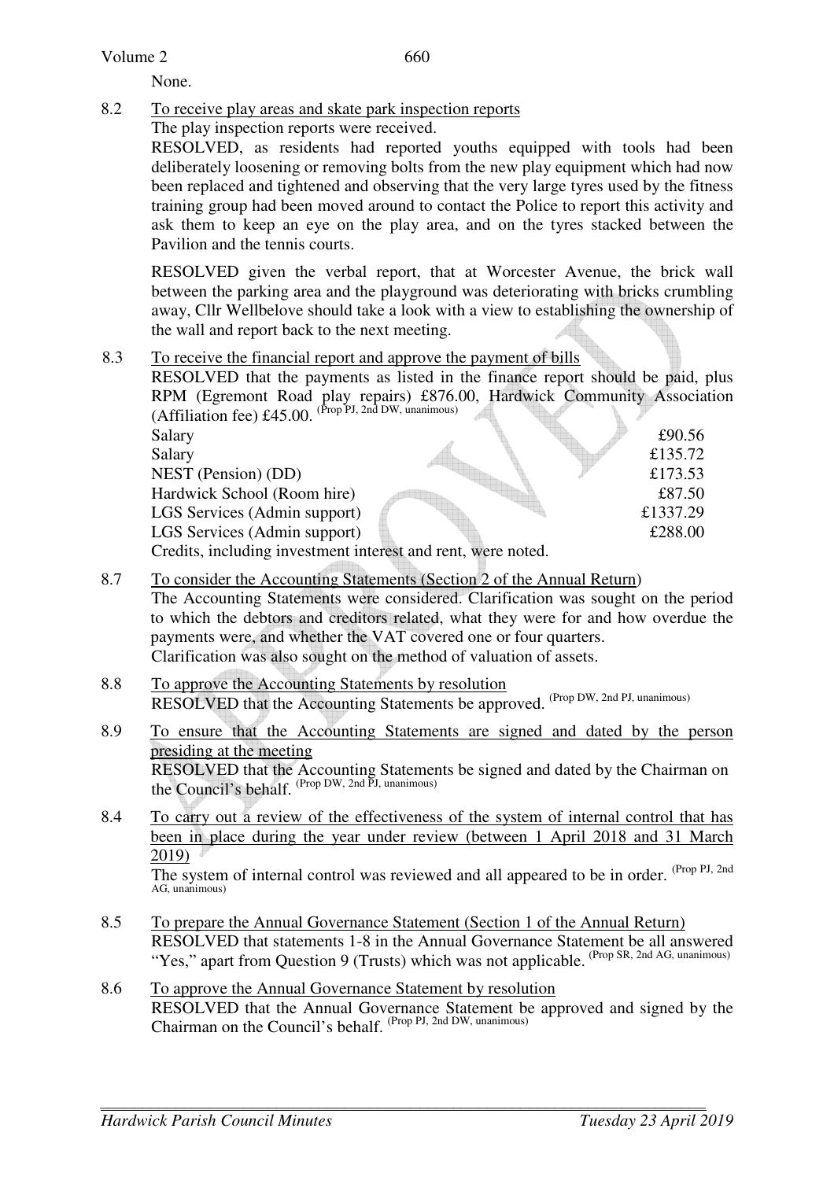None.

8.2 To receive play areas and skate park inspection reports

The play inspection reports were received.

RESOLVED, as residents had reported youths equipped with tools had been deliberately loosening or removing bolts from the new play equipment which had now been replaced and tightened and observing that the very large tyres used by the fitness training group had been moved around to contact the Police to report this activity and ask them to keep an eye on the play area, and on the tyres stacked between the Pavilion and the tennis courts.

RESOLVED given the verbal report, that at Worcester Avenue, the brick wall between the parking area and the playground was deteriorating with bricks crumbling away, Cllr Wellbelove should take a look with a view to establishing the ownership of the wall and report back to the next meeting.

8.3 To receive the financial report and approve the payment of bills

RESOLVED that the payments as listed in the finance report should be paid, plus RPM (Egremont Road play repairs) £876.00, Hardwick Community Association (Affiliation fee) £45.00. (Prop PJ, 2nd DW, unanimous)

| | |
|---|---|
| Salary | £90.56 |
| Salary | £135.72 |
| NEST (Pension) (DD) | £173.53 |
| Hardwick School (Room hire) | £87.50 |
| LGS Services (Admin support) | £1337.29 |
| LGS Services (Admin support) | £288.00 |

Credits, including investment interest and rent, were noted.

8.7 To consider the Accounting Statements (Section 2 of the Annual Return)

The Accounting Statements were considered. Clarification was sought on the period to which the debtors and creditors related, what they were for and how overdue the payments were, and whether the VAT covered one or four quarters.

Clarification was also sought on the method of valuation of assets.

8.8 To approve the Accounting Statements by resolution

RESOLVED that the Accounting Statements be approved. (Prop DW, 2nd PJ, unanimous)

8.9 To ensure that the Accounting Statements are signed and dated by the person presiding at the meeting

RESOLVED that the Accounting Statements be signed and dated by the Chairman on the Council's behalf. (Prop DW, 2nd PJ, unanimous)

8.4 To carry out a review of the effectiveness of the system of internal control that has been in place during the year under review (between 1 April 2018 and 31 March 2019)

The system of internal control was reviewed and all appeared to be in order. (Prop PJ, 2nd AG, unanimous)

8.5 To prepare the Annual Governance Statement (Section 1 of the Annual Return)

RESOLVED that statements 1-8 in the Annual Governance Statement be all answered "Yes," apart from Question 9 (Trusts) which was not applicable. (Prop SR, 2nd AG, unanimous)

8.6 To approve the Annual Governance Statement by resolution

RESOLVED that the Annual Governance Statement be approved and signed by the Chairman on the Council's behalf. (Prop PJ, 2nd DW, unanimous)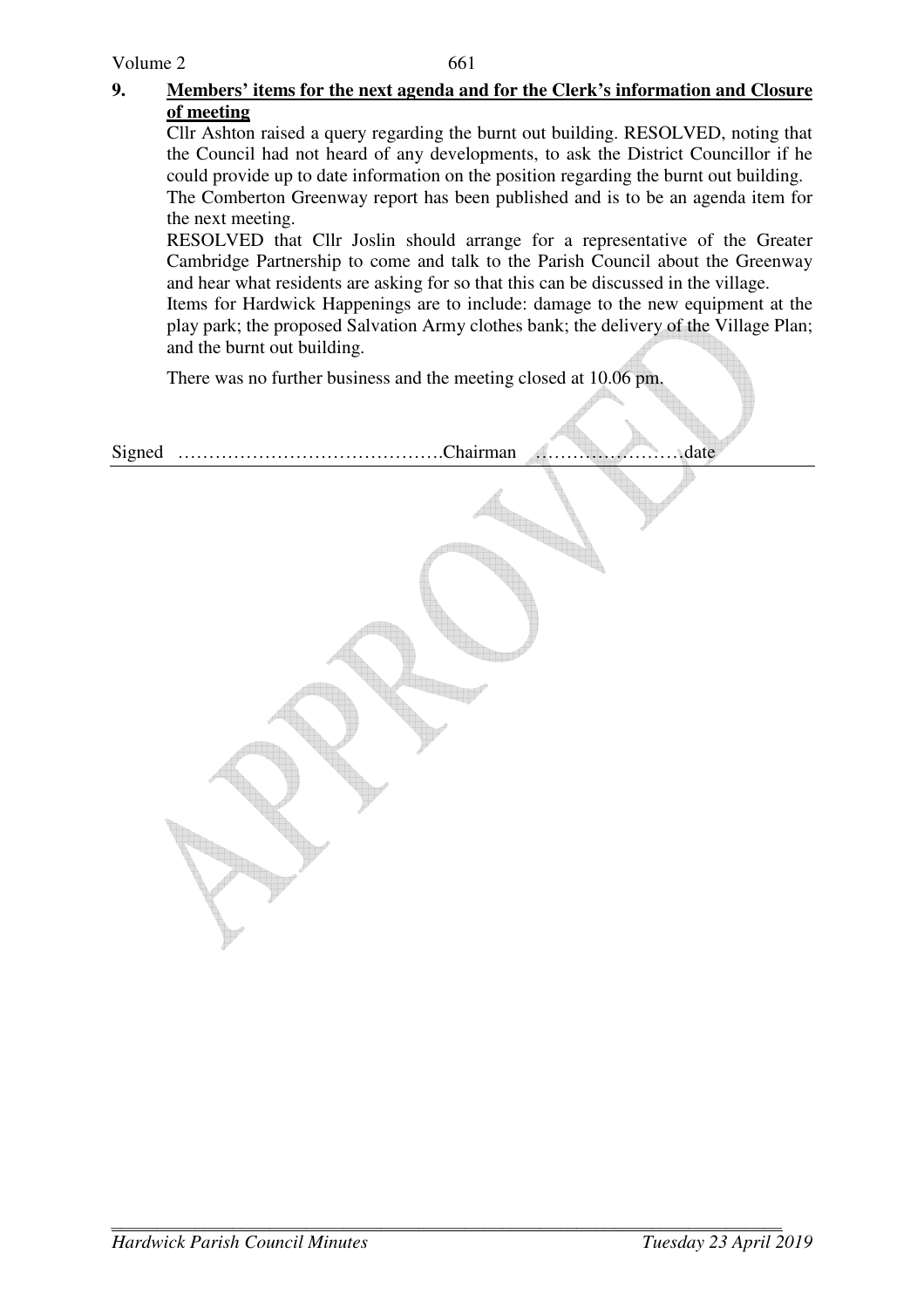**9. Members' items for the next agenda and for the Clerk's information and Closure of meeting**

Cllr Ashton raised a query regarding the burnt out building. RESOLVED, noting that the Council had not heard of any developments, to ask the District Councillor if he could provide up to date information on the position regarding the burnt out building.

The Comberton Greenway report has been published and is to be an agenda item for the next meeting.

RESOLVED that Cllr Joslin should arrange for a representative of the Greater Cambridge Partnership to come and talk to the Parish Council about the Greenway and hear what residents are asking for so that this can be discussed in the village.

Items for Hardwick Happenings are to include: damage to the new equipment at the play park; the proposed Salvation Army clothes bank; the delivery of the Village Plan; and the burnt out building.

There was no further business and the meeting closed at 10.06 pm.

Signed ……………………………………Chairman ……………………date